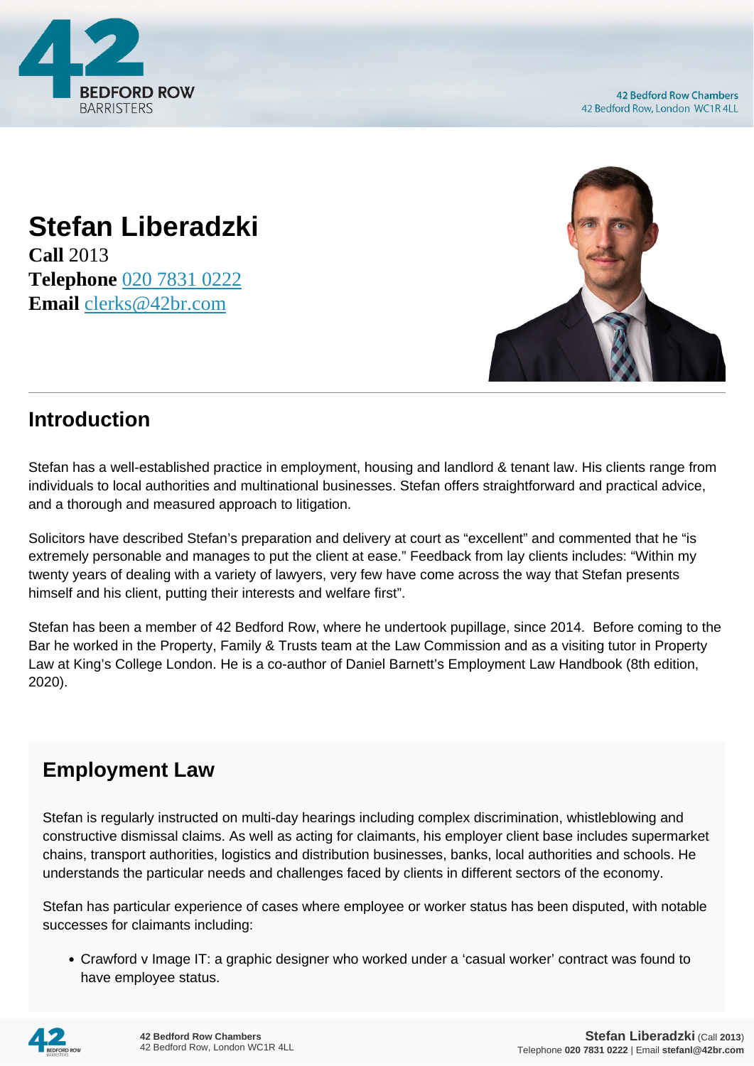# Stefan Liberadzki

**Call** 2013
**Telephone** 020 7831 0222
**Email** clerks@42br.com

## Introduction

Stefan has a well-established practice in employment, housing and landlord & tenant law. His clients range from individuals to local authorities and multinational businesses. Stefan offers straightforward and practical advice, and a thorough and measured approach to litigation.

Solicitors have described Stefan's preparation and delivery at court as "excellent" and commented that he "is extremely personable and manages to put the client at ease." Feedback from lay clients includes: "Within my twenty years of dealing with a variety of lawyers, very few have come across the way that Stefan presents himself and his client, putting their interests and welfare first".

Stefan has been a member of 42 Bedford Row, where he undertook pupillage, since 2014. Before coming to the Bar he worked in the Property, Family & Trusts team at the Law Commission and as a visiting tutor in Property Law at King's College London. He is a co-author of Daniel Barnett's Employment Law Handbook (8th edition, 2020).

## Employment Law

Stefan is regularly instructed on multi-day hearings including complex discrimination, whistleblowing and constructive dismissal claims. As well as acting for claimants, his employer client base includes supermarket chains, transport authorities, logistics and distribution businesses, banks, local authorities and schools. He understands the particular needs and challenges faced by clients in different sectors of the economy.

Stefan has particular experience of cases where employee or worker status has been disputed, with notable successes for claimants including:

- Crawford v Image IT: a graphic designer who worked under a 'casual worker' contract was found to have employee status.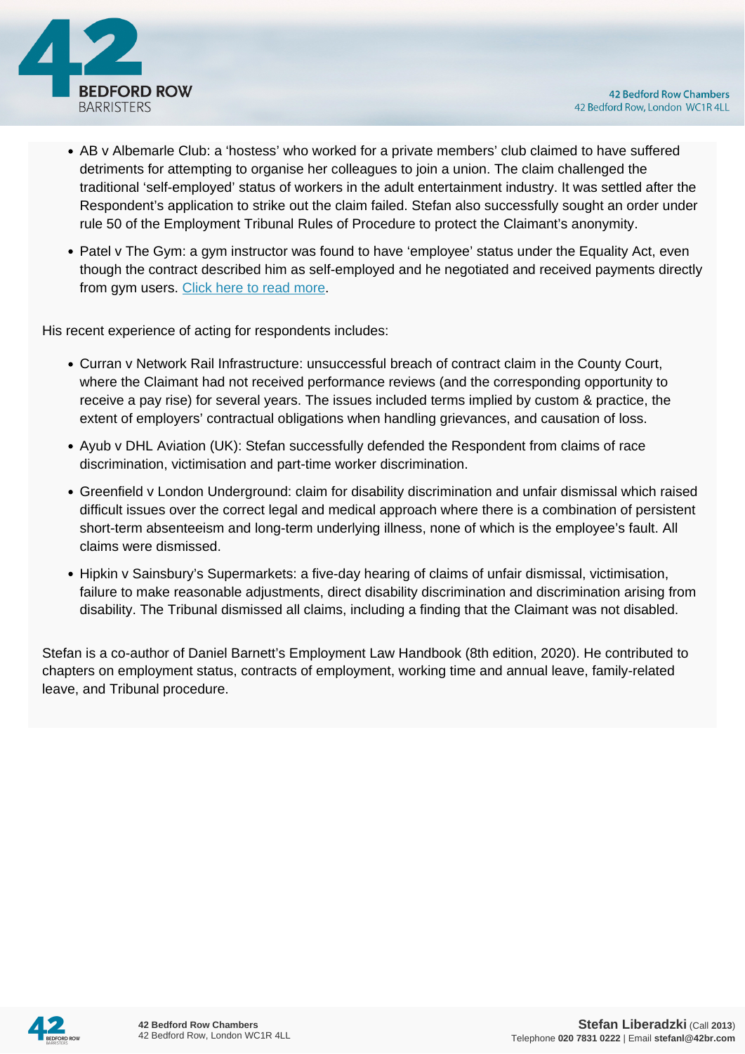- AB v Albemarle Club: a 'hostess' who worked for a private members' club claimed to have suffered detriments for attempting to organise her colleagues to join a union. The claim challenged the traditional 'self-employed' status of workers in the adult entertainment industry. It was settled after the Respondent's application to strike out the claim failed. Stefan also successfully sought an order under rule 50 of the Employment Tribunal Rules of Procedure to protect the Claimant's anonymity.
- Patel v The Gym: a gym instructor was found to have 'employee' status under the Equality Act, even though the contract described him as self-employed and he negotiated and received payments directly from gym users. Click here to read more.

His recent experience of acting for respondents includes:

- Curran v Network Rail Infrastructure: unsuccessful breach of contract claim in the County Court, where the Claimant had not received performance reviews (and the corresponding opportunity to receive a pay rise) for several years. The issues included terms implied by custom & practice, the extent of employers' contractual obligations when handling grievances, and causation of loss.
- Ayub v DHL Aviation (UK): Stefan successfully defended the Respondent from claims of race discrimination, victimisation and part-time worker discrimination.
- Greenfield v London Underground: claim for disability discrimination and unfair dismissal which raised difficult issues over the correct legal and medical approach where there is a combination of persistent short-term absenteeism and long-term underlying illness, none of which is the employee's fault. All claims were dismissed.
- Hipkin v Sainsbury's Supermarkets: a five-day hearing of claims of unfair dismissal, victimisation, failure to make reasonable adjustments, direct disability discrimination and discrimination arising from disability. The Tribunal dismissed all claims, including a finding that the Claimant was not disabled.

Stefan is a co-author of Daniel Barnett's Employment Law Handbook (8th edition, 2020). He contributed to chapters on employment status, contracts of employment, working time and annual leave, family-related leave, and Tribunal procedure.